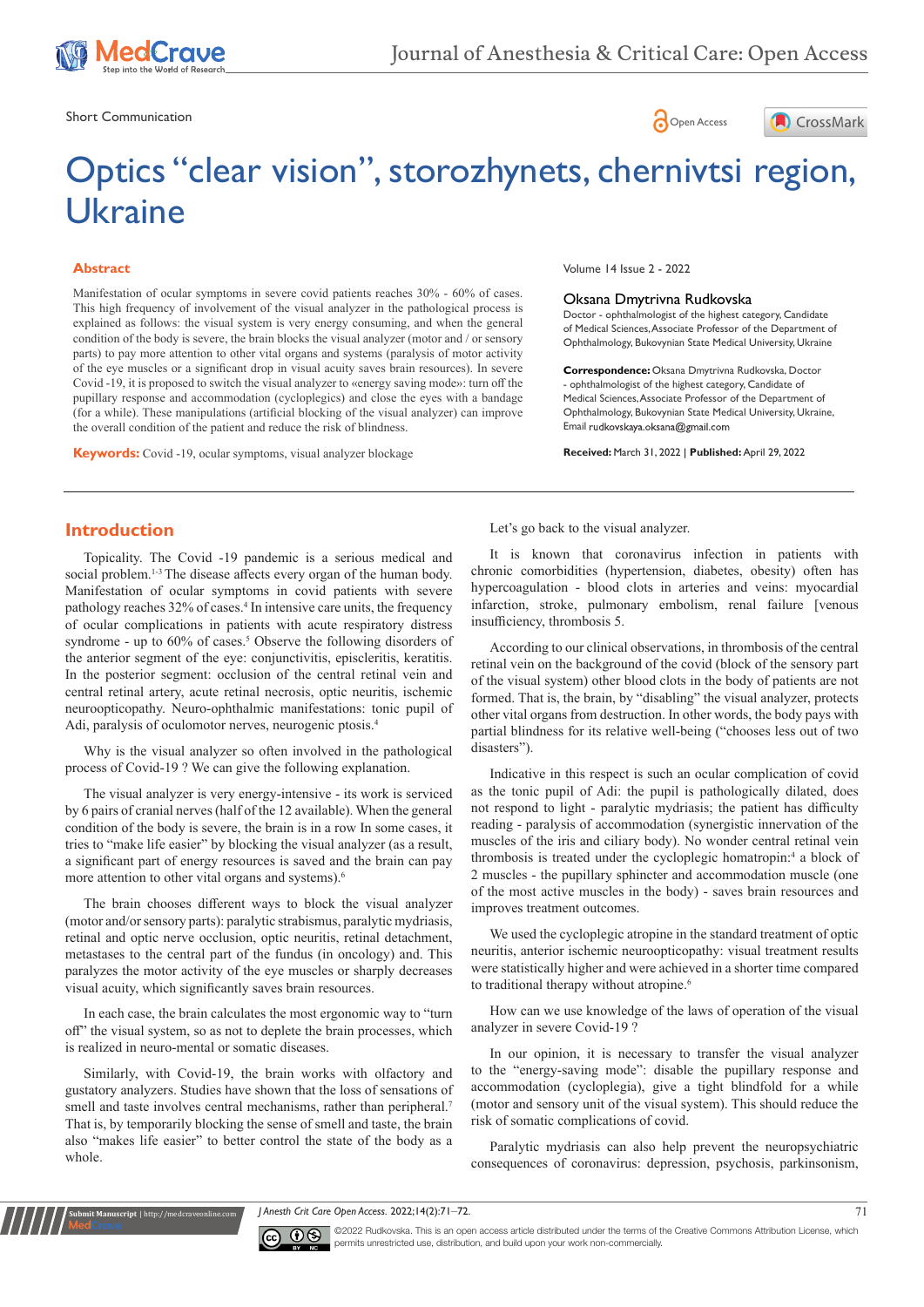Short Communication

# Optics "clear vision", storozhynets, chernivtsi region, Ukraine

## Abstract

Manifestation of ocular symptoms in severe covid patients reaches 30% - 60% of cases. This high frequency of involvement of the visual analyzer in the pathological process is explained as follows: the visual system is very energy consuming, and when the general condition of the body is severe, the brain blocks the visual analyzer (motor and / or sensory parts) to pay more attention to other vital organs and systems (paralysis of motor activity of the eye muscles or a significant drop in visual acuity saves brain resources). In severe Covid -19, it is proposed to switch the visual analyzer to «energy saving mode»: turn off the pupillary response and accommodation (cycloplegics) and close the eyes with a bandage (for a while). These manipulations (artificial blocking of the visual analyzer) can improve the overall condition of the patient and reduce the risk of blindness.

**Keywords:** Covid -19, ocular symptoms, visual analyzer blockage

Volume 14 Issue 2 - 2022

**Oksana Dmytrivna Rudkovska**

Doctor - ophthalmologist of the highest category, Candidate of Medical Sciences, Associate Professor of the Department of Ophthalmology, Bukovynian State Medical University, Ukraine

**Correspondence:** Oksana Dmytrivna Rudkovska, Doctor - ophthalmologist of the highest category, Candidate of Medical Sciences, Associate Professor of the Department of Ophthalmology, Bukovynian State Medical University, Ukraine, Email rudkovskaya.oksana@gmail.com

**Received:** March 31, 2022 | **Published:** April 29, 2022

## Introduction

Topicality. The Covid -19 pandemic is a serious medical and social problem.[1-3] The disease affects every organ of the human body. Manifestation of ocular symptoms in covid patients with severe pathology reaches 32% of cases.[4] In intensive care units, the frequency of ocular complications in patients with acute respiratory distress syndrome - up to 60% of cases.[5] Observe the following disorders of the anterior segment of the eye: conjunctivitis, episcleritis, keratitis. In the posterior segment: occlusion of the central retinal vein and central retinal artery, acute retinal necrosis, optic neuritis, ischemic neuroopticopathy. Neuro-ophthalmic manifestations: tonic pupil of Adi, paralysis of oculomotor nerves, neurogenic ptosis.[4]

Why is the visual analyzer so often involved in the pathological process of Covid-19 ? We can give the following explanation.

The visual analyzer is very energy-intensive - its work is serviced by 6 pairs of cranial nerves (half of the 12 available). When the general condition of the body is severe, the brain is in a row In some cases, it tries to "make life easier" by blocking the visual analyzer (as a result, a significant part of energy resources is saved and the brain can pay more attention to other vital organs and systems).[6]

The brain chooses different ways to block the visual analyzer (motor and/or sensory parts): paralytic strabismus, paralytic mydriasis, retinal and optic nerve occlusion, optic neuritis, retinal detachment, metastases to the central part of the fundus (in oncology) and. This paralyzes the motor activity of the eye muscles or sharply decreases visual acuity, which significantly saves brain resources.

In each case, the brain calculates the most ergonomic way to "turn off" the visual system, so as not to deplete the brain processes, which is realized in neuro-mental or somatic diseases.

Similarly, with Covid-19, the brain works with olfactory and gustatory analyzers. Studies have shown that the loss of sensations of smell and taste involves central mechanisms, rather than peripheral.[7] That is, by temporarily blocking the sense of smell and taste, the brain also "makes life easier" to better control the state of the body as a whole.

Let's go back to the visual analyzer.

It is known that coronavirus infection in patients with chronic comorbidities (hypertension, diabetes, obesity) often has hypercoagulation - blood clots in arteries and veins: myocardial infarction, stroke, pulmonary embolism, renal failure [venous insufficiency, thrombosis 5.

According to our clinical observations, in thrombosis of the central retinal vein on the background of the covid (block of the sensory part of the visual system) other blood clots in the body of patients are not formed. That is, the brain, by "disabling" the visual analyzer, protects other vital organs from destruction. In other words, the body pays with partial blindness for its relative well-being ("chooses less out of two disasters").

Indicative in this respect is such an ocular complication of covid as the tonic pupil of Adi: the pupil is pathologically dilated, does not respond to light - paralytic mydriasis; the patient has difficulty reading - paralysis of accommodation (synergistic innervation of the muscles of the iris and ciliary body). No wonder central retinal vein thrombosis is treated under the cycloplegic homatropin:[4] a block of 2 muscles - the pupillary sphincter and accommodation muscle (one of the most active muscles in the body) - saves brain resources and improves treatment outcomes.

We used the cycloplegic atropine in the standard treatment of optic neuritis, anterior ischemic neuroopticopathy: visual treatment results were statistically higher and were achieved in a shorter time compared to traditional therapy without atropine.[6]

How can we use knowledge of the laws of operation of the visual analyzer in severe Covid-19 ?

In our opinion, it is necessary to transfer the visual analyzer to the "energy-saving mode": disable the pupillary response and accommodation (cycloplegia), give a tight blindfold for a while (motor and sensory unit of the visual system). This should reduce the risk of somatic complications of covid.

Paralytic mydriasis can also help prevent the neuropsychiatric consequences of coronavirus: depression, psychosis, parkinsonism,

©2022 Rudkovska. This is an open access article distributed under the terms of the Creative Commons Attribution License, which permits unrestricted use, distribution, and build upon your work non-commercially.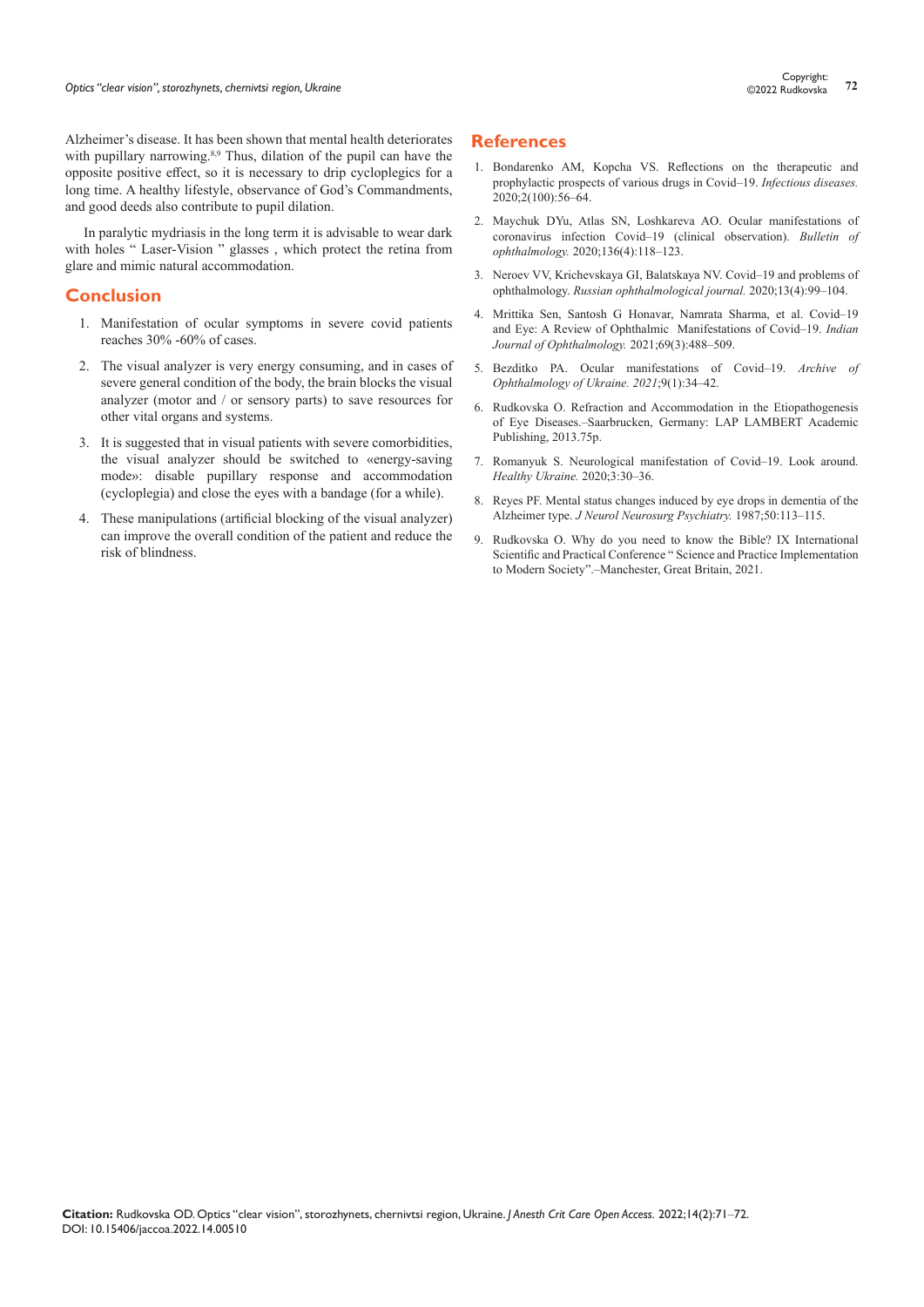Alzheimer's disease. It has been shown that mental health deteriorates with pupillary narrowing.[8,9] Thus, dilation of the pupil can have the opposite positive effect, so it is necessary to drip cycloplegics for a long time. A healthy lifestyle, observance of God's Commandments, and good deeds also contribute to pupil dilation.

In paralytic mydriasis in the long term it is advisable to wear dark with holes " Laser-Vision " glasses , which protect the retina from glare and mimic natural accommodation.

## Conclusion

1. Manifestation of ocular symptoms in severe covid patients reaches 30% -60% of cases.
2. The visual analyzer is very energy consuming, and in cases of severe general condition of the body, the brain blocks the visual analyzer (motor and / or sensory parts) to save resources for other vital organs and systems.
3. It is suggested that in visual patients with severe comorbidities, the visual analyzer should be switched to «energy-saving mode»: disable pupillary response and accommodation (cycloplegia) and close the eyes with a bandage (for a while).
4. These manipulations (artificial blocking of the visual analyzer) can improve the overall condition of the patient and reduce the risk of blindness.

## References

1. Bondarenko AM, Kopcha VS. Reflections on the therapeutic and prophylactic prospects of various drugs in Covid–19. *Infectious diseases.* 2020;2(100):56–64.
2. Maychuk DYu, Atlas SN, Loshkareva AO. Ocular manifestations of coronavirus infection Covid–19 (clinical observation). *Bulletin of ophthalmology.* 2020;136(4):118–123.
3. Neroev VV, Krichevskaya GI, Balatskaya NV. Covid–19 and problems of ophthalmology. *Russian ophthalmological journal.* 2020;13(4):99–104.
4. Mrittika Sen, Santosh G Honavar, Namrata Sharma, et al. Covid–19 and Eye: A Review of Ophthalmic Manifestations of Covid–19. *Indian Journal of Ophthalmology.* 2021;69(3):488–509.
5. Bezditko PA. Ocular manifestations of Covid–19. *Archive of Ophthalmology of Ukraine. 2021*;9(1):34–42.
6. Rudkovska O. Refraction and Accommodation in the Etiopathogenesis of Eye Diseases.–Saarbrucken, Germany: LAP LAMBERT Academic Publishing, 2013.75p.
7. Romanyuk S. Neurological manifestation of Covid–19. Look around. *Healthy Ukraine.* 2020;3:30–36.
8. Reyes PF. Mental status changes induced by eye drops in dementia of the Alzheimer type. *J Neurol Neurosurg Psychiatry.* 1987;50:113–115.
9. Rudkovska O. Why do you need to know the Bible? IX International Scientific and Practical Conference " Science and Practice Implementation to Modern Society".–Manchester, Great Britain, 2021.